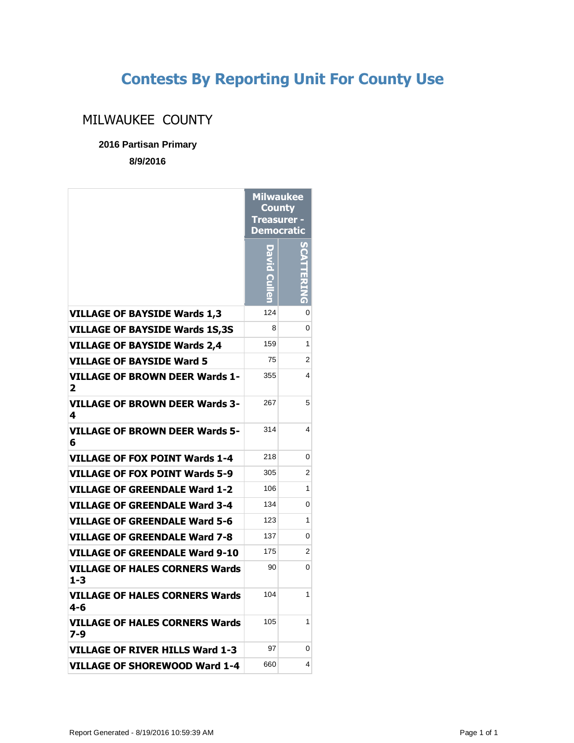# Contests By Reporting Unit For County Use

## MILWAUKEE COUNTY

**2016 Partisan Primary**

**8/9/2016**

| | Milwaukee County Treasurer - Democratic | |
|---|---|---|
| | David Cullen | SCATTERING |
| **VILLAGE OF BAYSIDE Wards 1,3** | 124 | 0 |
| **VILLAGE OF BAYSIDE Wards 1S,3S** | 8 | 0 |
| **VILLAGE OF BAYSIDE Wards 2,4** | 159 | 1 |
| **VILLAGE OF BAYSIDE Ward 5** | 75 | 2 |
| **VILLAGE OF BROWN DEER Wards 1-2** | 355 | 4 |
| **VILLAGE OF BROWN DEER Wards 3-4** | 267 | 5 |
| **VILLAGE OF BROWN DEER Wards 5-6** | 314 | 4 |
| **VILLAGE OF FOX POINT Wards 1-4** | 218 | 0 |
| **VILLAGE OF FOX POINT Wards 5-9** | 305 | 2 |
| **VILLAGE OF GREENDALE Ward 1-2** | 106 | 1 |
| **VILLAGE OF GREENDALE Ward 3-4** | 134 | 0 |
| **VILLAGE OF GREENDALE Ward 5-6** | 123 | 1 |
| **VILLAGE OF GREENDALE Ward 7-8** | 137 | 0 |
| **VILLAGE OF GREENDALE Ward 9-10** | 175 | 2 |
| **VILLAGE OF HALES CORNERS Wards 1-3** | 90 | 0 |
| **VILLAGE OF HALES CORNERS Wards 4-6** | 104 | 1 |
| **VILLAGE OF HALES CORNERS Wards 7-9** | 105 | 1 |
| **VILLAGE OF RIVER HILLS Ward 1-3** | 97 | 0 |
| **VILLAGE OF SHOREWOOD Ward 1-4** | 660 | 4 |

Report Generated - 8/19/2016 10:59:39 AM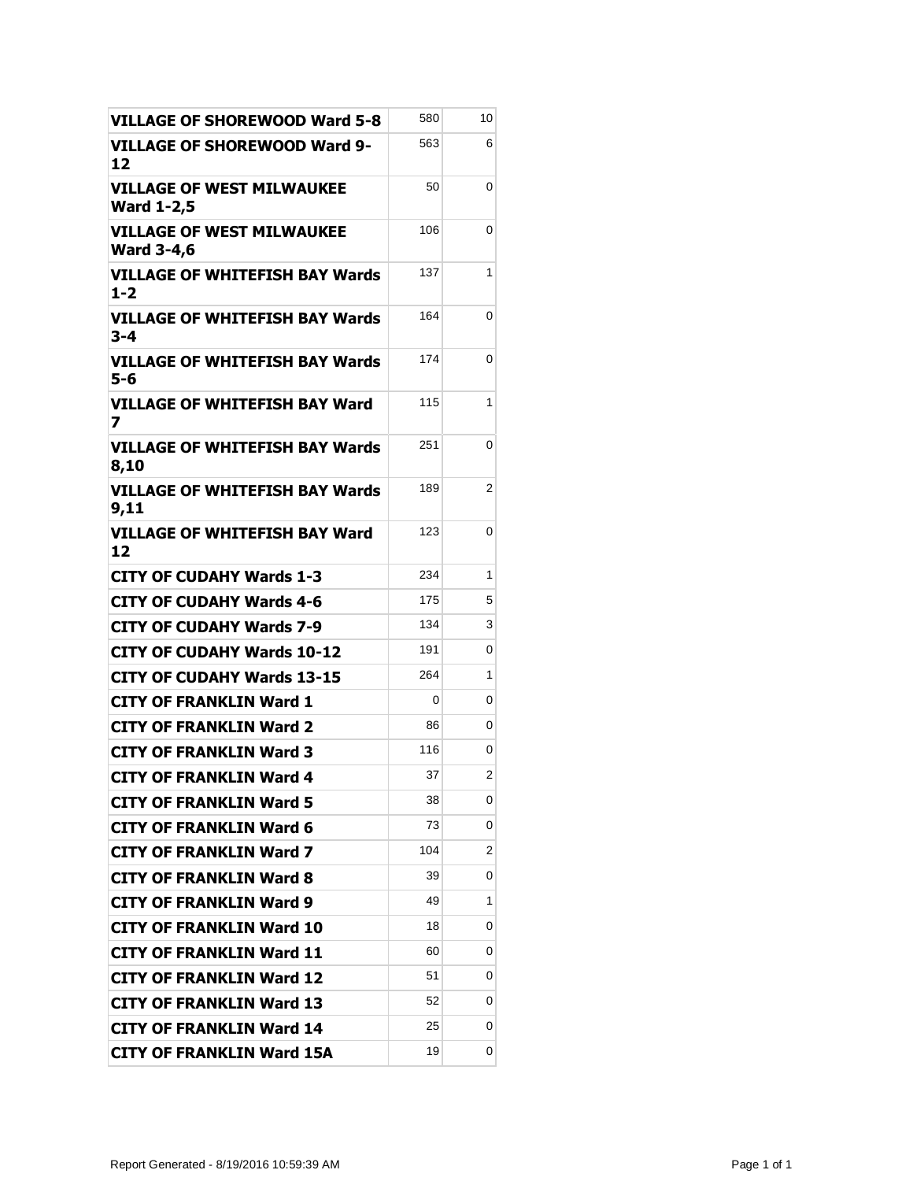| | | |
|---|---|---|
| **VILLAGE OF SHOREWOOD Ward 5-8** | 580 | 10 |
| **VILLAGE OF SHOREWOOD Ward 9-12** | 563 | 6 |
| **VILLAGE OF WEST MILWAUKEE Ward 1-2,5** | 50 | 0 |
| **VILLAGE OF WEST MILWAUKEE Ward 3-4,6** | 106 | 0 |
| **VILLAGE OF WHITEFISH BAY Wards 1-2** | 137 | 1 |
| **VILLAGE OF WHITEFISH BAY Wards 3-4** | 164 | 0 |
| **VILLAGE OF WHITEFISH BAY Wards 5-6** | 174 | 0 |
| **VILLAGE OF WHITEFISH BAY Ward 7** | 115 | 1 |
| **VILLAGE OF WHITEFISH BAY Wards 8,10** | 251 | 0 |
| **VILLAGE OF WHITEFISH BAY Wards 9,11** | 189 | 2 |
| **VILLAGE OF WHITEFISH BAY Ward 12** | 123 | 0 |
| **CITY OF CUDAHY Wards 1-3** | 234 | 1 |
| **CITY OF CUDAHY Wards 4-6** | 175 | 5 |
| **CITY OF CUDAHY Wards 7-9** | 134 | 3 |
| **CITY OF CUDAHY Wards 10-12** | 191 | 0 |
| **CITY OF CUDAHY Wards 13-15** | 264 | 1 |
| **CITY OF FRANKLIN Ward 1** | 0 | 0 |
| **CITY OF FRANKLIN Ward 2** | 86 | 0 |
| **CITY OF FRANKLIN Ward 3** | 116 | 0 |
| **CITY OF FRANKLIN Ward 4** | 37 | 2 |
| **CITY OF FRANKLIN Ward 5** | 38 | 0 |
| **CITY OF FRANKLIN Ward 6** | 73 | 0 |
| **CITY OF FRANKLIN Ward 7** | 104 | 2 |
| **CITY OF FRANKLIN Ward 8** | 39 | 0 |
| **CITY OF FRANKLIN Ward 9** | 49 | 1 |
| **CITY OF FRANKLIN Ward 10** | 18 | 0 |
| **CITY OF FRANKLIN Ward 11** | 60 | 0 |
| **CITY OF FRANKLIN Ward 12** | 51 | 0 |
| **CITY OF FRANKLIN Ward 13** | 52 | 0 |
| **CITY OF FRANKLIN Ward 14** | 25 | 0 |
| **CITY OF FRANKLIN Ward 15A** | 19 | 0 |

Report Generated - 8/19/2016 10:59:39 AM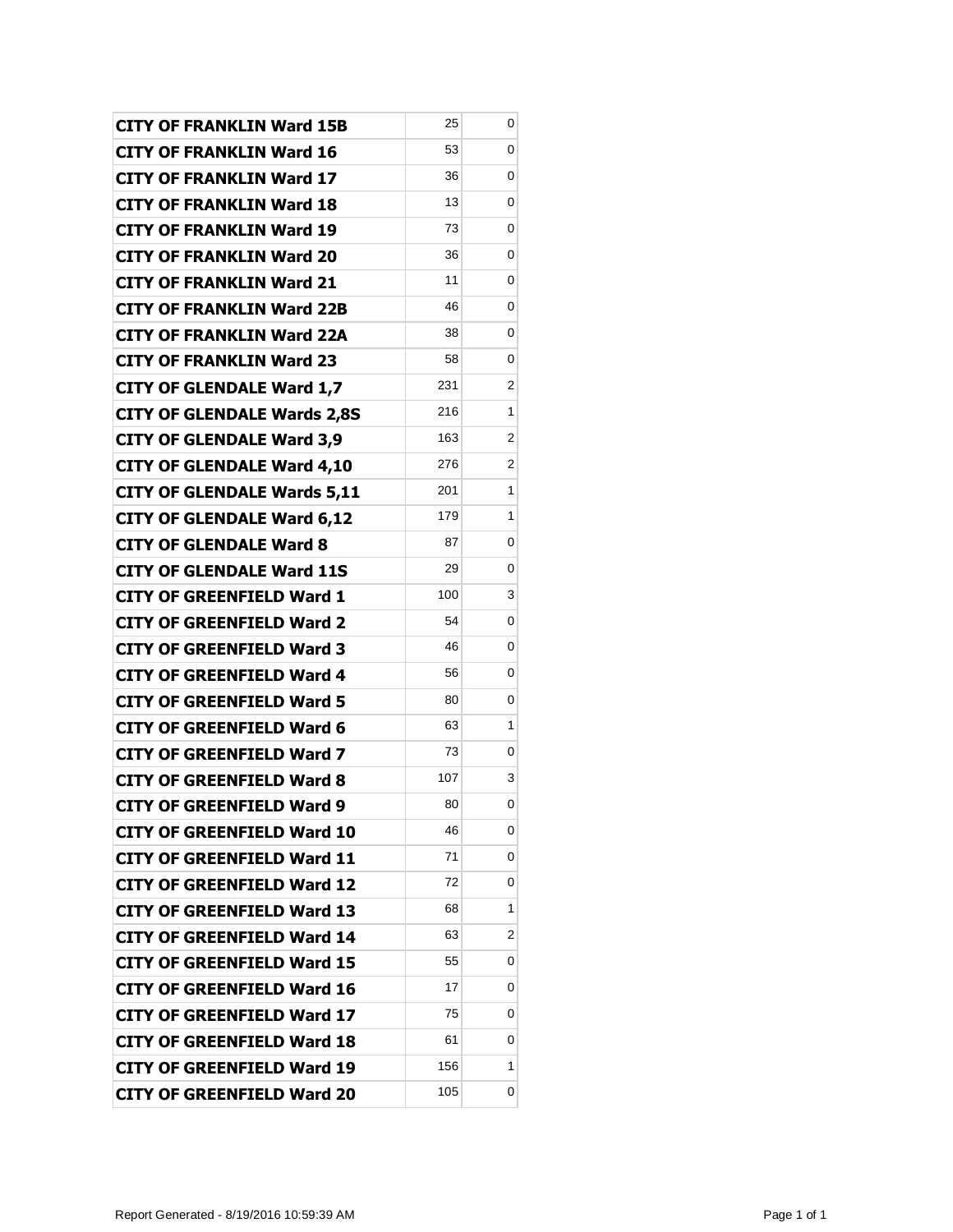| | | |
|---|---|---|
| **CITY OF FRANKLIN Ward 15B** | 25 | 0 |
| **CITY OF FRANKLIN Ward 16** | 53 | 0 |
| **CITY OF FRANKLIN Ward 17** | 36 | 0 |
| **CITY OF FRANKLIN Ward 18** | 13 | 0 |
| **CITY OF FRANKLIN Ward 19** | 73 | 0 |
| **CITY OF FRANKLIN Ward 20** | 36 | 0 |
| **CITY OF FRANKLIN Ward 21** | 11 | 0 |
| **CITY OF FRANKLIN Ward 22B** | 46 | 0 |
| **CITY OF FRANKLIN Ward 22A** | 38 | 0 |
| **CITY OF FRANKLIN Ward 23** | 58 | 0 |
| **CITY OF GLENDALE Ward 1,7** | 231 | 2 |
| **CITY OF GLENDALE Wards 2,8S** | 216 | 1 |
| **CITY OF GLENDALE Ward 3,9** | 163 | 2 |
| **CITY OF GLENDALE Ward 4,10** | 276 | 2 |
| **CITY OF GLENDALE Wards 5,11** | 201 | 1 |
| **CITY OF GLENDALE Ward 6,12** | 179 | 1 |
| **CITY OF GLENDALE Ward 8** | 87 | 0 |
| **CITY OF GLENDALE Ward 11S** | 29 | 0 |
| **CITY OF GREENFIELD Ward 1** | 100 | 3 |
| **CITY OF GREENFIELD Ward 2** | 54 | 0 |
| **CITY OF GREENFIELD Ward 3** | 46 | 0 |
| **CITY OF GREENFIELD Ward 4** | 56 | 0 |
| **CITY OF GREENFIELD Ward 5** | 80 | 0 |
| **CITY OF GREENFIELD Ward 6** | 63 | 1 |
| **CITY OF GREENFIELD Ward 7** | 73 | 0 |
| **CITY OF GREENFIELD Ward 8** | 107 | 3 |
| **CITY OF GREENFIELD Ward 9** | 80 | 0 |
| **CITY OF GREENFIELD Ward 10** | 46 | 0 |
| **CITY OF GREENFIELD Ward 11** | 71 | 0 |
| **CITY OF GREENFIELD Ward 12** | 72 | 0 |
| **CITY OF GREENFIELD Ward 13** | 68 | 1 |
| **CITY OF GREENFIELD Ward 14** | 63 | 2 |
| **CITY OF GREENFIELD Ward 15** | 55 | 0 |
| **CITY OF GREENFIELD Ward 16** | 17 | 0 |
| **CITY OF GREENFIELD Ward 17** | 75 | 0 |
| **CITY OF GREENFIELD Ward 18** | 61 | 0 |
| **CITY OF GREENFIELD Ward 19** | 156 | 1 |
| **CITY OF GREENFIELD Ward 20** | 105 | 0 |

Report Generated - 8/19/2016 10:59:39 AM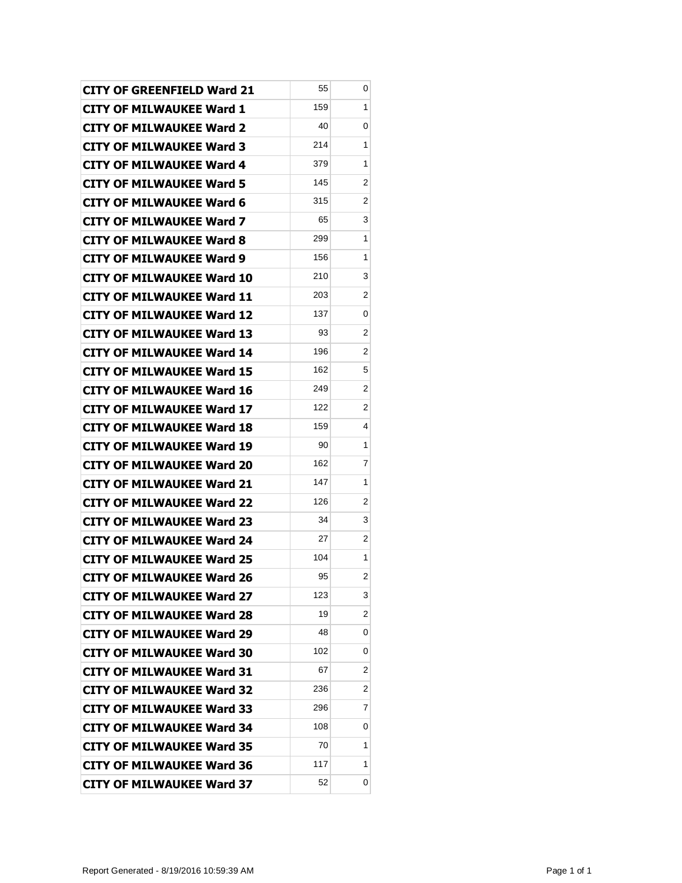| | | |
|---|---|---|
| **CITY OF GREENFIELD Ward 21** | 55 | 0 |
| **CITY OF MILWAUKEE Ward 1** | 159 | 1 |
| **CITY OF MILWAUKEE Ward 2** | 40 | 0 |
| **CITY OF MILWAUKEE Ward 3** | 214 | 1 |
| **CITY OF MILWAUKEE Ward 4** | 379 | 1 |
| **CITY OF MILWAUKEE Ward 5** | 145 | 2 |
| **CITY OF MILWAUKEE Ward 6** | 315 | 2 |
| **CITY OF MILWAUKEE Ward 7** | 65 | 3 |
| **CITY OF MILWAUKEE Ward 8** | 299 | 1 |
| **CITY OF MILWAUKEE Ward 9** | 156 | 1 |
| **CITY OF MILWAUKEE Ward 10** | 210 | 3 |
| **CITY OF MILWAUKEE Ward 11** | 203 | 2 |
| **CITY OF MILWAUKEE Ward 12** | 137 | 0 |
| **CITY OF MILWAUKEE Ward 13** | 93 | 2 |
| **CITY OF MILWAUKEE Ward 14** | 196 | 2 |
| **CITY OF MILWAUKEE Ward 15** | 162 | 5 |
| **CITY OF MILWAUKEE Ward 16** | 249 | 2 |
| **CITY OF MILWAUKEE Ward 17** | 122 | 2 |
| **CITY OF MILWAUKEE Ward 18** | 159 | 4 |
| **CITY OF MILWAUKEE Ward 19** | 90 | 1 |
| **CITY OF MILWAUKEE Ward 20** | 162 | 7 |
| **CITY OF MILWAUKEE Ward 21** | 147 | 1 |
| **CITY OF MILWAUKEE Ward 22** | 126 | 2 |
| **CITY OF MILWAUKEE Ward 23** | 34 | 3 |
| **CITY OF MILWAUKEE Ward 24** | 27 | 2 |
| **CITY OF MILWAUKEE Ward 25** | 104 | 1 |
| **CITY OF MILWAUKEE Ward 26** | 95 | 2 |
| **CITY OF MILWAUKEE Ward 27** | 123 | 3 |
| **CITY OF MILWAUKEE Ward 28** | 19 | 2 |
| **CITY OF MILWAUKEE Ward 29** | 48 | 0 |
| **CITY OF MILWAUKEE Ward 30** | 102 | 0 |
| **CITY OF MILWAUKEE Ward 31** | 67 | 2 |
| **CITY OF MILWAUKEE Ward 32** | 236 | 2 |
| **CITY OF MILWAUKEE Ward 33** | 296 | 7 |
| **CITY OF MILWAUKEE Ward 34** | 108 | 0 |
| **CITY OF MILWAUKEE Ward 35** | 70 | 1 |
| **CITY OF MILWAUKEE Ward 36** | 117 | 1 |
| **CITY OF MILWAUKEE Ward 37** | 52 | 0 |

Report Generated - 8/19/2016 10:59:39 AM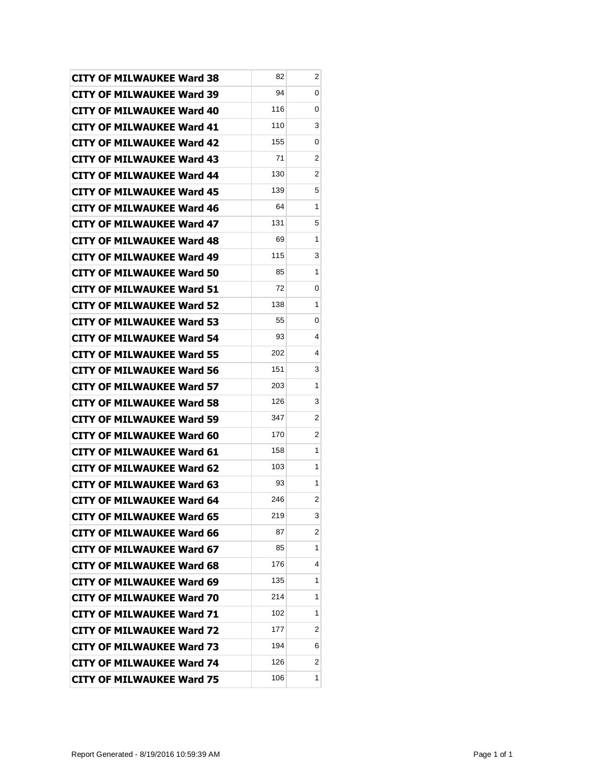| | | |
|---|---|---|
| **CITY OF MILWAUKEE Ward 38** | 82 | 2 |
| **CITY OF MILWAUKEE Ward 39** | 94 | 0 |
| **CITY OF MILWAUKEE Ward 40** | 116 | 0 |
| **CITY OF MILWAUKEE Ward 41** | 110 | 3 |
| **CITY OF MILWAUKEE Ward 42** | 155 | 0 |
| **CITY OF MILWAUKEE Ward 43** | 71 | 2 |
| **CITY OF MILWAUKEE Ward 44** | 130 | 2 |
| **CITY OF MILWAUKEE Ward 45** | 139 | 5 |
| **CITY OF MILWAUKEE Ward 46** | 64 | 1 |
| **CITY OF MILWAUKEE Ward 47** | 131 | 5 |
| **CITY OF MILWAUKEE Ward 48** | 69 | 1 |
| **CITY OF MILWAUKEE Ward 49** | 115 | 3 |
| **CITY OF MILWAUKEE Ward 50** | 85 | 1 |
| **CITY OF MILWAUKEE Ward 51** | 72 | 0 |
| **CITY OF MILWAUKEE Ward 52** | 138 | 1 |
| **CITY OF MILWAUKEE Ward 53** | 55 | 0 |
| **CITY OF MILWAUKEE Ward 54** | 93 | 4 |
| **CITY OF MILWAUKEE Ward 55** | 202 | 4 |
| **CITY OF MILWAUKEE Ward 56** | 151 | 3 |
| **CITY OF MILWAUKEE Ward 57** | 203 | 1 |
| **CITY OF MILWAUKEE Ward 58** | 126 | 3 |
| **CITY OF MILWAUKEE Ward 59** | 347 | 2 |
| **CITY OF MILWAUKEE Ward 60** | 170 | 2 |
| **CITY OF MILWAUKEE Ward 61** | 158 | 1 |
| **CITY OF MILWAUKEE Ward 62** | 103 | 1 |
| **CITY OF MILWAUKEE Ward 63** | 93 | 1 |
| **CITY OF MILWAUKEE Ward 64** | 246 | 2 |
| **CITY OF MILWAUKEE Ward 65** | 219 | 3 |
| **CITY OF MILWAUKEE Ward 66** | 87 | 2 |
| **CITY OF MILWAUKEE Ward 67** | 85 | 1 |
| **CITY OF MILWAUKEE Ward 68** | 176 | 4 |
| **CITY OF MILWAUKEE Ward 69** | 135 | 1 |
| **CITY OF MILWAUKEE Ward 70** | 214 | 1 |
| **CITY OF MILWAUKEE Ward 71** | 102 | 1 |
| **CITY OF MILWAUKEE Ward 72** | 177 | 2 |
| **CITY OF MILWAUKEE Ward 73** | 194 | 6 |
| **CITY OF MILWAUKEE Ward 74** | 126 | 2 |
| **CITY OF MILWAUKEE Ward 75** | 106 | 1 |

Report Generated - 8/19/2016 10:59:39 AM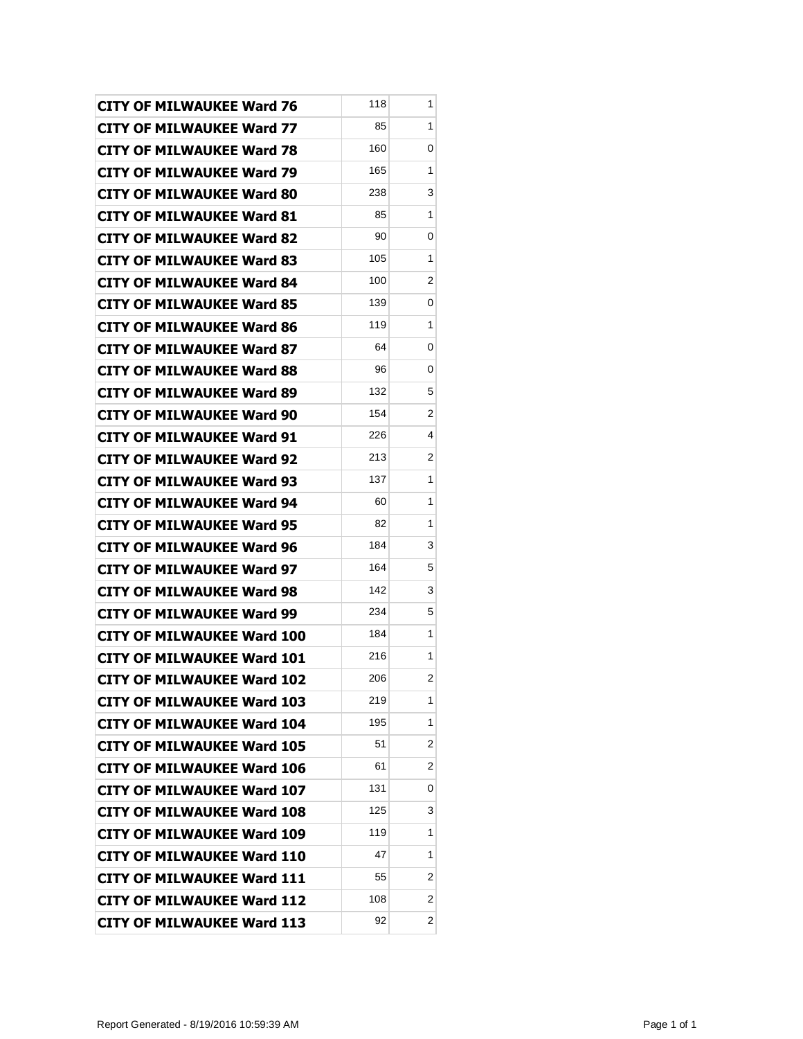| | | |
|---|---|---|
| **CITY OF MILWAUKEE Ward 76** | 118 | 1 |
| **CITY OF MILWAUKEE Ward 77** | 85 | 1 |
| **CITY OF MILWAUKEE Ward 78** | 160 | 0 |
| **CITY OF MILWAUKEE Ward 79** | 165 | 1 |
| **CITY OF MILWAUKEE Ward 80** | 238 | 3 |
| **CITY OF MILWAUKEE Ward 81** | 85 | 1 |
| **CITY OF MILWAUKEE Ward 82** | 90 | 0 |
| **CITY OF MILWAUKEE Ward 83** | 105 | 1 |
| **CITY OF MILWAUKEE Ward 84** | 100 | 2 |
| **CITY OF MILWAUKEE Ward 85** | 139 | 0 |
| **CITY OF MILWAUKEE Ward 86** | 119 | 1 |
| **CITY OF MILWAUKEE Ward 87** | 64 | 0 |
| **CITY OF MILWAUKEE Ward 88** | 96 | 0 |
| **CITY OF MILWAUKEE Ward 89** | 132 | 5 |
| **CITY OF MILWAUKEE Ward 90** | 154 | 2 |
| **CITY OF MILWAUKEE Ward 91** | 226 | 4 |
| **CITY OF MILWAUKEE Ward 92** | 213 | 2 |
| **CITY OF MILWAUKEE Ward 93** | 137 | 1 |
| **CITY OF MILWAUKEE Ward 94** | 60 | 1 |
| **CITY OF MILWAUKEE Ward 95** | 82 | 1 |
| **CITY OF MILWAUKEE Ward 96** | 184 | 3 |
| **CITY OF MILWAUKEE Ward 97** | 164 | 5 |
| **CITY OF MILWAUKEE Ward 98** | 142 | 3 |
| **CITY OF MILWAUKEE Ward 99** | 234 | 5 |
| **CITY OF MILWAUKEE Ward 100** | 184 | 1 |
| **CITY OF MILWAUKEE Ward 101** | 216 | 1 |
| **CITY OF MILWAUKEE Ward 102** | 206 | 2 |
| **CITY OF MILWAUKEE Ward 103** | 219 | 1 |
| **CITY OF MILWAUKEE Ward 104** | 195 | 1 |
| **CITY OF MILWAUKEE Ward 105** | 51 | 2 |
| **CITY OF MILWAUKEE Ward 106** | 61 | 2 |
| **CITY OF MILWAUKEE Ward 107** | 131 | 0 |
| **CITY OF MILWAUKEE Ward 108** | 125 | 3 |
| **CITY OF MILWAUKEE Ward 109** | 119 | 1 |
| **CITY OF MILWAUKEE Ward 110** | 47 | 1 |
| **CITY OF MILWAUKEE Ward 111** | 55 | 2 |
| **CITY OF MILWAUKEE Ward 112** | 108 | 2 |
| **CITY OF MILWAUKEE Ward 113** | 92 | 2 |

Report Generated - 8/19/2016 10:59:39 AM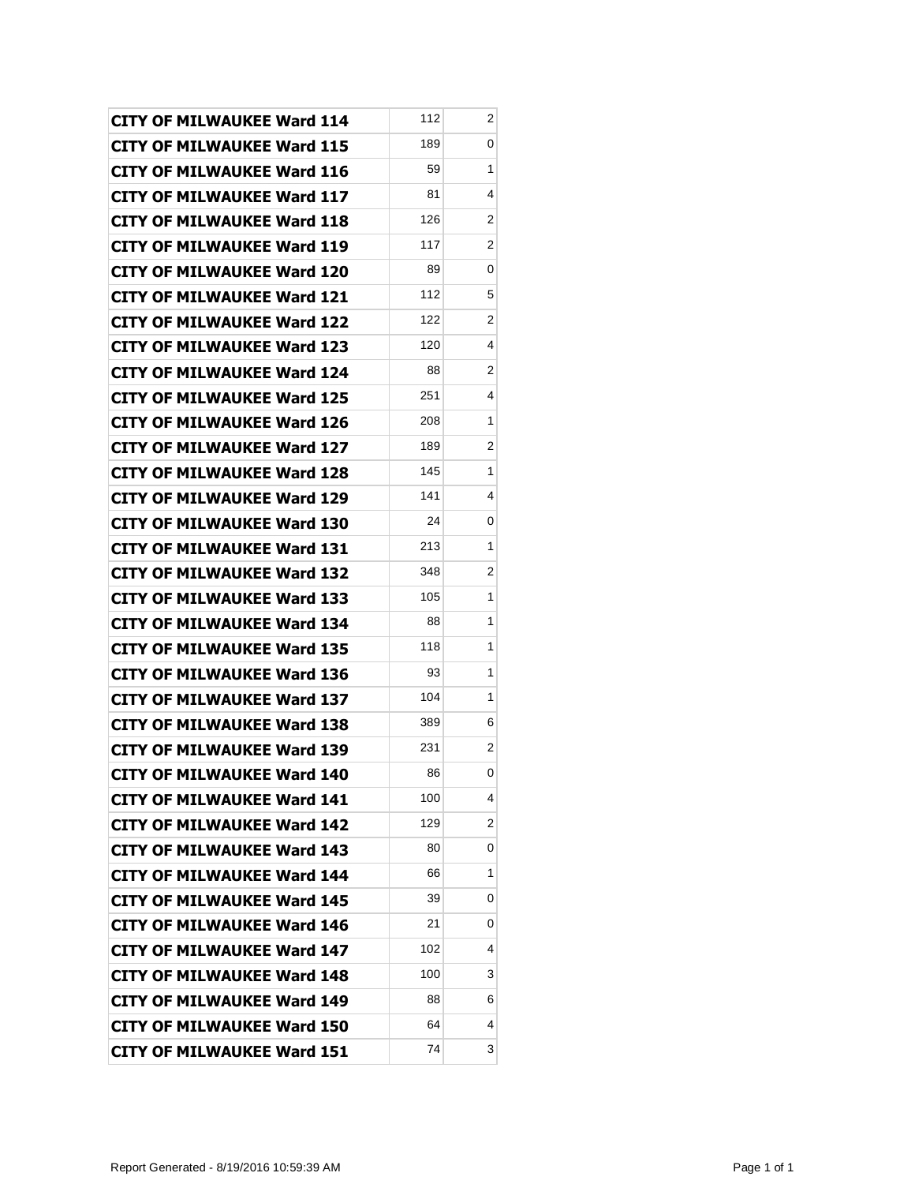| | | |
|---|---|---|
| **CITY OF MILWAUKEE Ward 114** | 112 | 2 |
| **CITY OF MILWAUKEE Ward 115** | 189 | 0 |
| **CITY OF MILWAUKEE Ward 116** | 59 | 1 |
| **CITY OF MILWAUKEE Ward 117** | 81 | 4 |
| **CITY OF MILWAUKEE Ward 118** | 126 | 2 |
| **CITY OF MILWAUKEE Ward 119** | 117 | 2 |
| **CITY OF MILWAUKEE Ward 120** | 89 | 0 |
| **CITY OF MILWAUKEE Ward 121** | 112 | 5 |
| **CITY OF MILWAUKEE Ward 122** | 122 | 2 |
| **CITY OF MILWAUKEE Ward 123** | 120 | 4 |
| **CITY OF MILWAUKEE Ward 124** | 88 | 2 |
| **CITY OF MILWAUKEE Ward 125** | 251 | 4 |
| **CITY OF MILWAUKEE Ward 126** | 208 | 1 |
| **CITY OF MILWAUKEE Ward 127** | 189 | 2 |
| **CITY OF MILWAUKEE Ward 128** | 145 | 1 |
| **CITY OF MILWAUKEE Ward 129** | 141 | 4 |
| **CITY OF MILWAUKEE Ward 130** | 24 | 0 |
| **CITY OF MILWAUKEE Ward 131** | 213 | 1 |
| **CITY OF MILWAUKEE Ward 132** | 348 | 2 |
| **CITY OF MILWAUKEE Ward 133** | 105 | 1 |
| **CITY OF MILWAUKEE Ward 134** | 88 | 1 |
| **CITY OF MILWAUKEE Ward 135** | 118 | 1 |
| **CITY OF MILWAUKEE Ward 136** | 93 | 1 |
| **CITY OF MILWAUKEE Ward 137** | 104 | 1 |
| **CITY OF MILWAUKEE Ward 138** | 389 | 6 |
| **CITY OF MILWAUKEE Ward 139** | 231 | 2 |
| **CITY OF MILWAUKEE Ward 140** | 86 | 0 |
| **CITY OF MILWAUKEE Ward 141** | 100 | 4 |
| **CITY OF MILWAUKEE Ward 142** | 129 | 2 |
| **CITY OF MILWAUKEE Ward 143** | 80 | 0 |
| **CITY OF MILWAUKEE Ward 144** | 66 | 1 |
| **CITY OF MILWAUKEE Ward 145** | 39 | 0 |
| **CITY OF MILWAUKEE Ward 146** | 21 | 0 |
| **CITY OF MILWAUKEE Ward 147** | 102 | 4 |
| **CITY OF MILWAUKEE Ward 148** | 100 | 3 |
| **CITY OF MILWAUKEE Ward 149** | 88 | 6 |
| **CITY OF MILWAUKEE Ward 150** | 64 | 4 |
| **CITY OF MILWAUKEE Ward 151** | 74 | 3 |

Report Generated - 8/19/2016 10:59:39 AM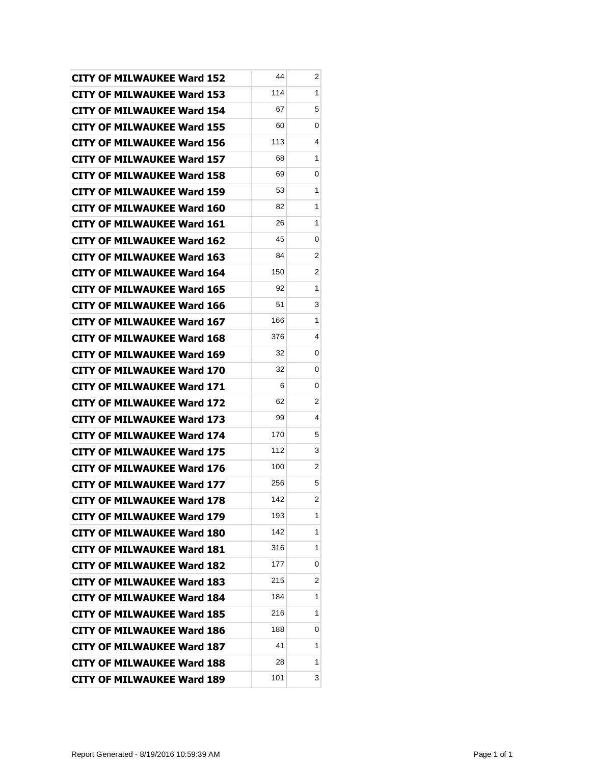| | | |
|---|---|---|
| **CITY OF MILWAUKEE Ward 152** | 44 | 2 |
| **CITY OF MILWAUKEE Ward 153** | 114 | 1 |
| **CITY OF MILWAUKEE Ward 154** | 67 | 5 |
| **CITY OF MILWAUKEE Ward 155** | 60 | 0 |
| **CITY OF MILWAUKEE Ward 156** | 113 | 4 |
| **CITY OF MILWAUKEE Ward 157** | 68 | 1 |
| **CITY OF MILWAUKEE Ward 158** | 69 | 0 |
| **CITY OF MILWAUKEE Ward 159** | 53 | 1 |
| **CITY OF MILWAUKEE Ward 160** | 82 | 1 |
| **CITY OF MILWAUKEE Ward 161** | 26 | 1 |
| **CITY OF MILWAUKEE Ward 162** | 45 | 0 |
| **CITY OF MILWAUKEE Ward 163** | 84 | 2 |
| **CITY OF MILWAUKEE Ward 164** | 150 | 2 |
| **CITY OF MILWAUKEE Ward 165** | 92 | 1 |
| **CITY OF MILWAUKEE Ward 166** | 51 | 3 |
| **CITY OF MILWAUKEE Ward 167** | 166 | 1 |
| **CITY OF MILWAUKEE Ward 168** | 376 | 4 |
| **CITY OF MILWAUKEE Ward 169** | 32 | 0 |
| **CITY OF MILWAUKEE Ward 170** | 32 | 0 |
| **CITY OF MILWAUKEE Ward 171** | 6 | 0 |
| **CITY OF MILWAUKEE Ward 172** | 62 | 2 |
| **CITY OF MILWAUKEE Ward 173** | 99 | 4 |
| **CITY OF MILWAUKEE Ward 174** | 170 | 5 |
| **CITY OF MILWAUKEE Ward 175** | 112 | 3 |
| **CITY OF MILWAUKEE Ward 176** | 100 | 2 |
| **CITY OF MILWAUKEE Ward 177** | 256 | 5 |
| **CITY OF MILWAUKEE Ward 178** | 142 | 2 |
| **CITY OF MILWAUKEE Ward 179** | 193 | 1 |
| **CITY OF MILWAUKEE Ward 180** | 142 | 1 |
| **CITY OF MILWAUKEE Ward 181** | 316 | 1 |
| **CITY OF MILWAUKEE Ward 182** | 177 | 0 |
| **CITY OF MILWAUKEE Ward 183** | 215 | 2 |
| **CITY OF MILWAUKEE Ward 184** | 184 | 1 |
| **CITY OF MILWAUKEE Ward 185** | 216 | 1 |
| **CITY OF MILWAUKEE Ward 186** | 188 | 0 |
| **CITY OF MILWAUKEE Ward 187** | 41 | 1 |
| **CITY OF MILWAUKEE Ward 188** | 28 | 1 |
| **CITY OF MILWAUKEE Ward 189** | 101 | 3 |

Report Generated - 8/19/2016 10:59:39 AM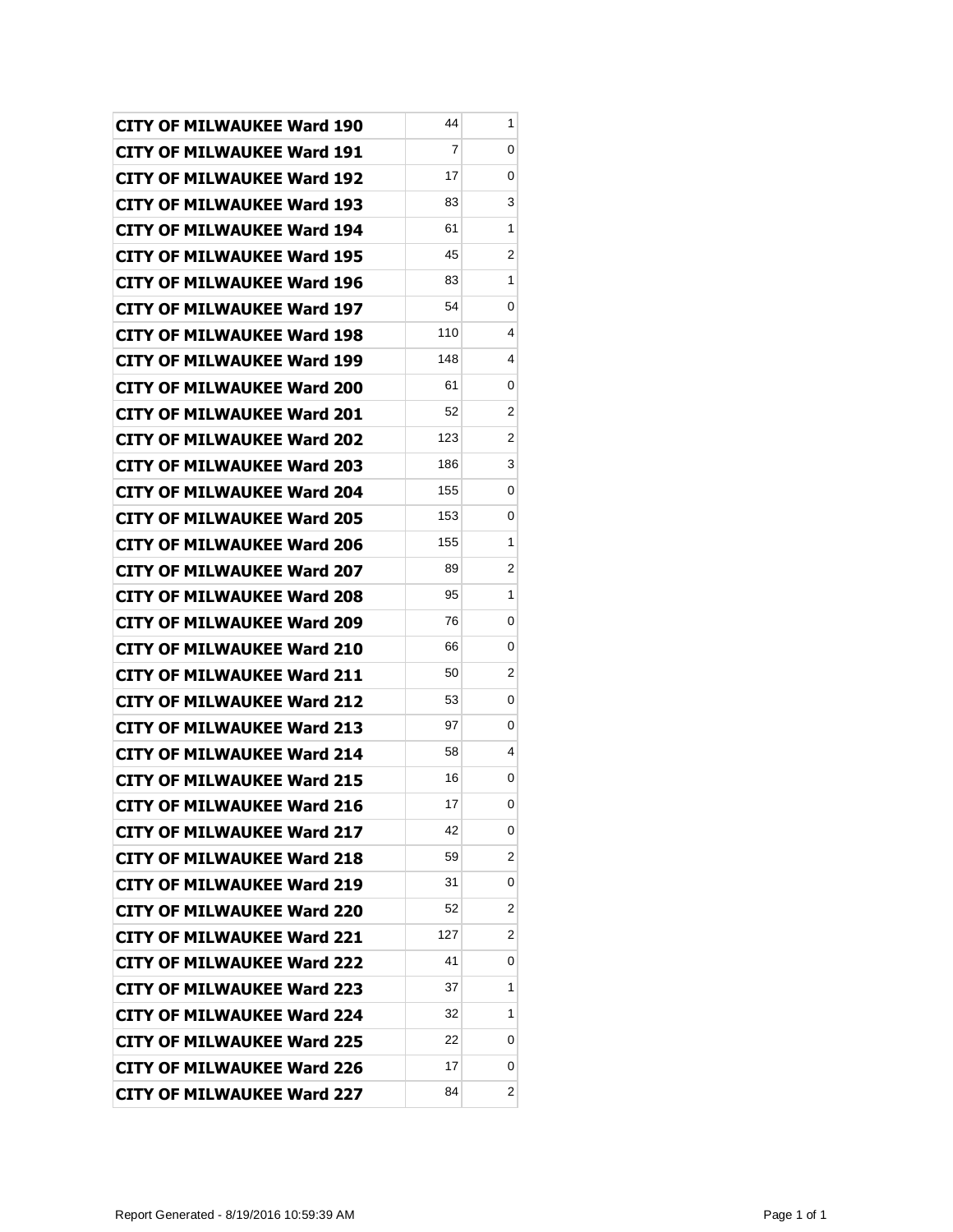| | | |
|---|---|---|
| **CITY OF MILWAUKEE Ward 190** | 44 | 1 |
| **CITY OF MILWAUKEE Ward 191** | 7 | 0 |
| **CITY OF MILWAUKEE Ward 192** | 17 | 0 |
| **CITY OF MILWAUKEE Ward 193** | 83 | 3 |
| **CITY OF MILWAUKEE Ward 194** | 61 | 1 |
| **CITY OF MILWAUKEE Ward 195** | 45 | 2 |
| **CITY OF MILWAUKEE Ward 196** | 83 | 1 |
| **CITY OF MILWAUKEE Ward 197** | 54 | 0 |
| **CITY OF MILWAUKEE Ward 198** | 110 | 4 |
| **CITY OF MILWAUKEE Ward 199** | 148 | 4 |
| **CITY OF MILWAUKEE Ward 200** | 61 | 0 |
| **CITY OF MILWAUKEE Ward 201** | 52 | 2 |
| **CITY OF MILWAUKEE Ward 202** | 123 | 2 |
| **CITY OF MILWAUKEE Ward 203** | 186 | 3 |
| **CITY OF MILWAUKEE Ward 204** | 155 | 0 |
| **CITY OF MILWAUKEE Ward 205** | 153 | 0 |
| **CITY OF MILWAUKEE Ward 206** | 155 | 1 |
| **CITY OF MILWAUKEE Ward 207** | 89 | 2 |
| **CITY OF MILWAUKEE Ward 208** | 95 | 1 |
| **CITY OF MILWAUKEE Ward 209** | 76 | 0 |
| **CITY OF MILWAUKEE Ward 210** | 66 | 0 |
| **CITY OF MILWAUKEE Ward 211** | 50 | 2 |
| **CITY OF MILWAUKEE Ward 212** | 53 | 0 |
| **CITY OF MILWAUKEE Ward 213** | 97 | 0 |
| **CITY OF MILWAUKEE Ward 214** | 58 | 4 |
| **CITY OF MILWAUKEE Ward 215** | 16 | 0 |
| **CITY OF MILWAUKEE Ward 216** | 17 | 0 |
| **CITY OF MILWAUKEE Ward 217** | 42 | 0 |
| **CITY OF MILWAUKEE Ward 218** | 59 | 2 |
| **CITY OF MILWAUKEE Ward 219** | 31 | 0 |
| **CITY OF MILWAUKEE Ward 220** | 52 | 2 |
| **CITY OF MILWAUKEE Ward 221** | 127 | 2 |
| **CITY OF MILWAUKEE Ward 222** | 41 | 0 |
| **CITY OF MILWAUKEE Ward 223** | 37 | 1 |
| **CITY OF MILWAUKEE Ward 224** | 32 | 1 |
| **CITY OF MILWAUKEE Ward 225** | 22 | 0 |
| **CITY OF MILWAUKEE Ward 226** | 17 | 0 |
| **CITY OF MILWAUKEE Ward 227** | 84 | 2 |

Report Generated - 8/19/2016 10:59:39 AM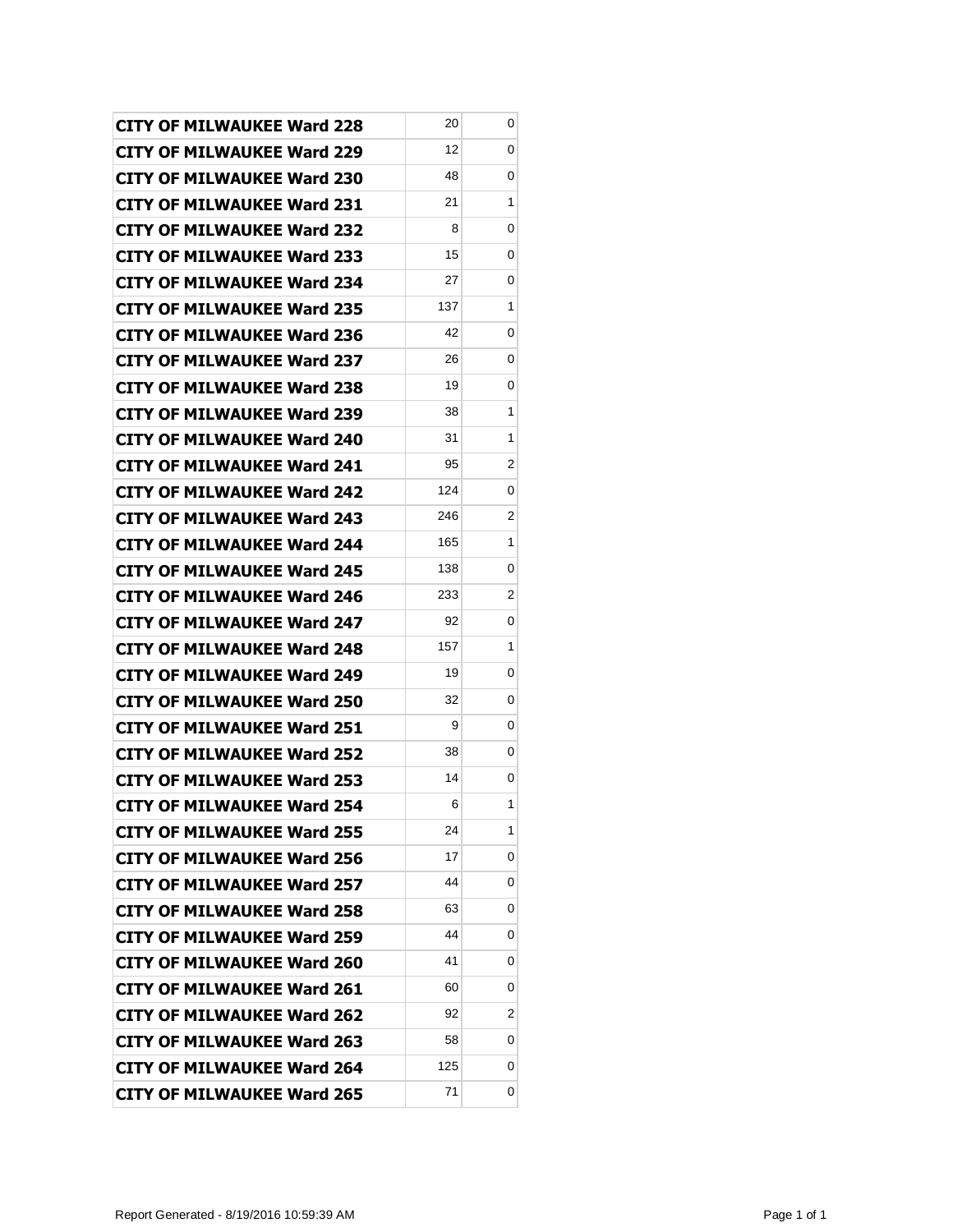| | | |
|---|---|---|
| **CITY OF MILWAUKEE Ward 228** | 20 | 0 |
| **CITY OF MILWAUKEE Ward 229** | 12 | 0 |
| **CITY OF MILWAUKEE Ward 230** | 48 | 0 |
| **CITY OF MILWAUKEE Ward 231** | 21 | 1 |
| **CITY OF MILWAUKEE Ward 232** | 8 | 0 |
| **CITY OF MILWAUKEE Ward 233** | 15 | 0 |
| **CITY OF MILWAUKEE Ward 234** | 27 | 0 |
| **CITY OF MILWAUKEE Ward 235** | 137 | 1 |
| **CITY OF MILWAUKEE Ward 236** | 42 | 0 |
| **CITY OF MILWAUKEE Ward 237** | 26 | 0 |
| **CITY OF MILWAUKEE Ward 238** | 19 | 0 |
| **CITY OF MILWAUKEE Ward 239** | 38 | 1 |
| **CITY OF MILWAUKEE Ward 240** | 31 | 1 |
| **CITY OF MILWAUKEE Ward 241** | 95 | 2 |
| **CITY OF MILWAUKEE Ward 242** | 124 | 0 |
| **CITY OF MILWAUKEE Ward 243** | 246 | 2 |
| **CITY OF MILWAUKEE Ward 244** | 165 | 1 |
| **CITY OF MILWAUKEE Ward 245** | 138 | 0 |
| **CITY OF MILWAUKEE Ward 246** | 233 | 2 |
| **CITY OF MILWAUKEE Ward 247** | 92 | 0 |
| **CITY OF MILWAUKEE Ward 248** | 157 | 1 |
| **CITY OF MILWAUKEE Ward 249** | 19 | 0 |
| **CITY OF MILWAUKEE Ward 250** | 32 | 0 |
| **CITY OF MILWAUKEE Ward 251** | 9 | 0 |
| **CITY OF MILWAUKEE Ward 252** | 38 | 0 |
| **CITY OF MILWAUKEE Ward 253** | 14 | 0 |
| **CITY OF MILWAUKEE Ward 254** | 6 | 1 |
| **CITY OF MILWAUKEE Ward 255** | 24 | 1 |
| **CITY OF MILWAUKEE Ward 256** | 17 | 0 |
| **CITY OF MILWAUKEE Ward 257** | 44 | 0 |
| **CITY OF MILWAUKEE Ward 258** | 63 | 0 |
| **CITY OF MILWAUKEE Ward 259** | 44 | 0 |
| **CITY OF MILWAUKEE Ward 260** | 41 | 0 |
| **CITY OF MILWAUKEE Ward 261** | 60 | 0 |
| **CITY OF MILWAUKEE Ward 262** | 92 | 2 |
| **CITY OF MILWAUKEE Ward 263** | 58 | 0 |
| **CITY OF MILWAUKEE Ward 264** | 125 | 0 |
| **CITY OF MILWAUKEE Ward 265** | 71 | 0 |

Report Generated - 8/19/2016 10:59:39 AM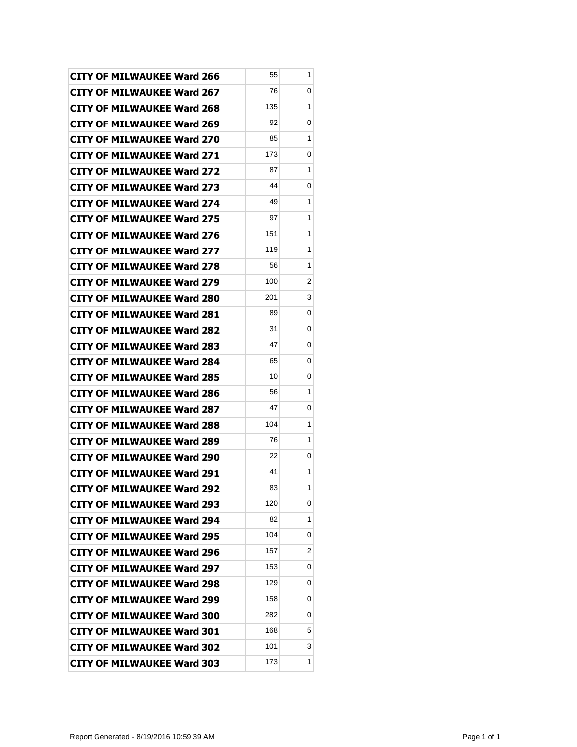| | | |
|---|---|---|
| **CITY OF MILWAUKEE Ward 266** | 55 | 1 |
| **CITY OF MILWAUKEE Ward 267** | 76 | 0 |
| **CITY OF MILWAUKEE Ward 268** | 135 | 1 |
| **CITY OF MILWAUKEE Ward 269** | 92 | 0 |
| **CITY OF MILWAUKEE Ward 270** | 85 | 1 |
| **CITY OF MILWAUKEE Ward 271** | 173 | 0 |
| **CITY OF MILWAUKEE Ward 272** | 87 | 1 |
| **CITY OF MILWAUKEE Ward 273** | 44 | 0 |
| **CITY OF MILWAUKEE Ward 274** | 49 | 1 |
| **CITY OF MILWAUKEE Ward 275** | 97 | 1 |
| **CITY OF MILWAUKEE Ward 276** | 151 | 1 |
| **CITY OF MILWAUKEE Ward 277** | 119 | 1 |
| **CITY OF MILWAUKEE Ward 278** | 56 | 1 |
| **CITY OF MILWAUKEE Ward 279** | 100 | 2 |
| **CITY OF MILWAUKEE Ward 280** | 201 | 3 |
| **CITY OF MILWAUKEE Ward 281** | 89 | 0 |
| **CITY OF MILWAUKEE Ward 282** | 31 | 0 |
| **CITY OF MILWAUKEE Ward 283** | 47 | 0 |
| **CITY OF MILWAUKEE Ward 284** | 65 | 0 |
| **CITY OF MILWAUKEE Ward 285** | 10 | 0 |
| **CITY OF MILWAUKEE Ward 286** | 56 | 1 |
| **CITY OF MILWAUKEE Ward 287** | 47 | 0 |
| **CITY OF MILWAUKEE Ward 288** | 104 | 1 |
| **CITY OF MILWAUKEE Ward 289** | 76 | 1 |
| **CITY OF MILWAUKEE Ward 290** | 22 | 0 |
| **CITY OF MILWAUKEE Ward 291** | 41 | 1 |
| **CITY OF MILWAUKEE Ward 292** | 83 | 1 |
| **CITY OF MILWAUKEE Ward 293** | 120 | 0 |
| **CITY OF MILWAUKEE Ward 294** | 82 | 1 |
| **CITY OF MILWAUKEE Ward 295** | 104 | 0 |
| **CITY OF MILWAUKEE Ward 296** | 157 | 2 |
| **CITY OF MILWAUKEE Ward 297** | 153 | 0 |
| **CITY OF MILWAUKEE Ward 298** | 129 | 0 |
| **CITY OF MILWAUKEE Ward 299** | 158 | 0 |
| **CITY OF MILWAUKEE Ward 300** | 282 | 0 |
| **CITY OF MILWAUKEE Ward 301** | 168 | 5 |
| **CITY OF MILWAUKEE Ward 302** | 101 | 3 |
| **CITY OF MILWAUKEE Ward 303** | 173 | 1 |

Report Generated - 8/19/2016 10:59:39 AM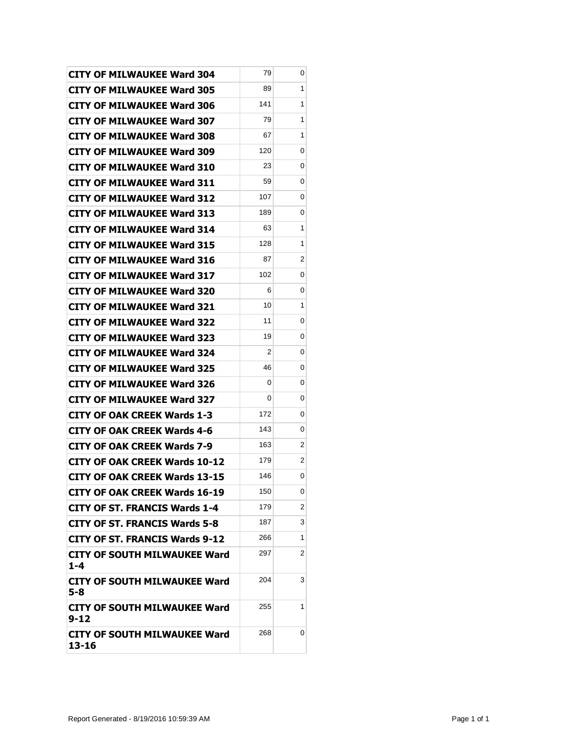| | | |
|---|---|---|
| **CITY OF MILWAUKEE Ward 304** | 79 | 0 |
| **CITY OF MILWAUKEE Ward 305** | 89 | 1 |
| **CITY OF MILWAUKEE Ward 306** | 141 | 1 |
| **CITY OF MILWAUKEE Ward 307** | 79 | 1 |
| **CITY OF MILWAUKEE Ward 308** | 67 | 1 |
| **CITY OF MILWAUKEE Ward 309** | 120 | 0 |
| **CITY OF MILWAUKEE Ward 310** | 23 | 0 |
| **CITY OF MILWAUKEE Ward 311** | 59 | 0 |
| **CITY OF MILWAUKEE Ward 312** | 107 | 0 |
| **CITY OF MILWAUKEE Ward 313** | 189 | 0 |
| **CITY OF MILWAUKEE Ward 314** | 63 | 1 |
| **CITY OF MILWAUKEE Ward 315** | 128 | 1 |
| **CITY OF MILWAUKEE Ward 316** | 87 | 2 |
| **CITY OF MILWAUKEE Ward 317** | 102 | 0 |
| **CITY OF MILWAUKEE Ward 320** | 6 | 0 |
| **CITY OF MILWAUKEE Ward 321** | 10 | 1 |
| **CITY OF MILWAUKEE Ward 322** | 11 | 0 |
| **CITY OF MILWAUKEE Ward 323** | 19 | 0 |
| **CITY OF MILWAUKEE Ward 324** | 2 | 0 |
| **CITY OF MILWAUKEE Ward 325** | 46 | 0 |
| **CITY OF MILWAUKEE Ward 326** | 0 | 0 |
| **CITY OF MILWAUKEE Ward 327** | 0 | 0 |
| **CITY OF OAK CREEK Wards 1-3** | 172 | 0 |
| **CITY OF OAK CREEK Wards 4-6** | 143 | 0 |
| **CITY OF OAK CREEK Wards 7-9** | 163 | 2 |
| **CITY OF OAK CREEK Wards 10-12** | 179 | 2 |
| **CITY OF OAK CREEK Wards 13-15** | 146 | 0 |
| **CITY OF OAK CREEK Wards 16-19** | 150 | 0 |
| **CITY OF ST. FRANCIS Wards 1-4** | 179 | 2 |
| **CITY OF ST. FRANCIS Wards 5-8** | 187 | 3 |
| **CITY OF ST. FRANCIS Wards 9-12** | 266 | 1 |
| **CITY OF SOUTH MILWAUKEE Ward 1-4** | 297 | 2 |
| **CITY OF SOUTH MILWAUKEE Ward 5-8** | 204 | 3 |
| **CITY OF SOUTH MILWAUKEE Ward 9-12** | 255 | 1 |
| **CITY OF SOUTH MILWAUKEE Ward 13-16** | 268 | 0 |

Report Generated - 8/19/2016 10:59:39 AM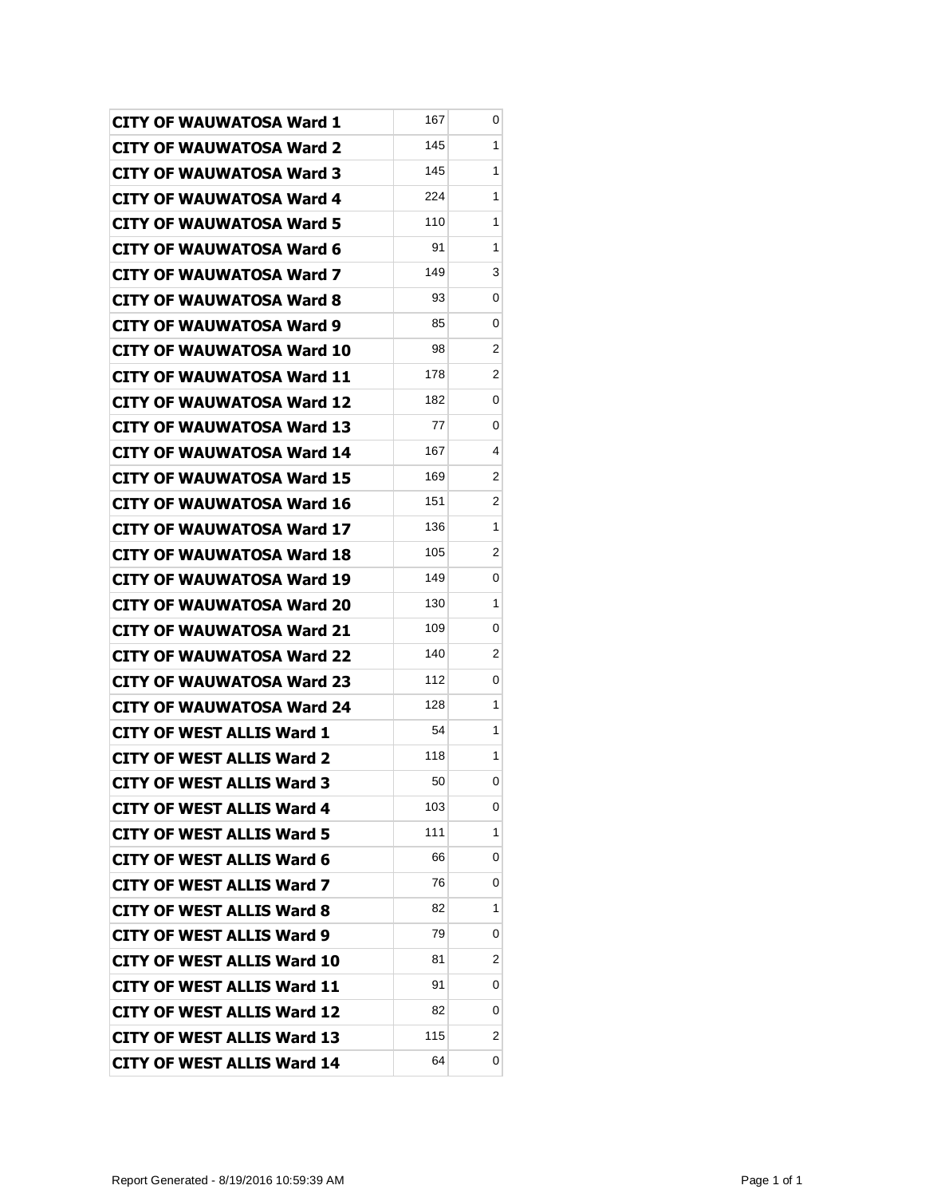| | | |
|---|---|---|
| **CITY OF WAUWATOSA Ward 1** | 167 | 0 |
| **CITY OF WAUWATOSA Ward 2** | 145 | 1 |
| **CITY OF WAUWATOSA Ward 3** | 145 | 1 |
| **CITY OF WAUWATOSA Ward 4** | 224 | 1 |
| **CITY OF WAUWATOSA Ward 5** | 110 | 1 |
| **CITY OF WAUWATOSA Ward 6** | 91 | 1 |
| **CITY OF WAUWATOSA Ward 7** | 149 | 3 |
| **CITY OF WAUWATOSA Ward 8** | 93 | 0 |
| **CITY OF WAUWATOSA Ward 9** | 85 | 0 |
| **CITY OF WAUWATOSA Ward 10** | 98 | 2 |
| **CITY OF WAUWATOSA Ward 11** | 178 | 2 |
| **CITY OF WAUWATOSA Ward 12** | 182 | 0 |
| **CITY OF WAUWATOSA Ward 13** | 77 | 0 |
| **CITY OF WAUWATOSA Ward 14** | 167 | 4 |
| **CITY OF WAUWATOSA Ward 15** | 169 | 2 |
| **CITY OF WAUWATOSA Ward 16** | 151 | 2 |
| **CITY OF WAUWATOSA Ward 17** | 136 | 1 |
| **CITY OF WAUWATOSA Ward 18** | 105 | 2 |
| **CITY OF WAUWATOSA Ward 19** | 149 | 0 |
| **CITY OF WAUWATOSA Ward 20** | 130 | 1 |
| **CITY OF WAUWATOSA Ward 21** | 109 | 0 |
| **CITY OF WAUWATOSA Ward 22** | 140 | 2 |
| **CITY OF WAUWATOSA Ward 23** | 112 | 0 |
| **CITY OF WAUWATOSA Ward 24** | 128 | 1 |
| **CITY OF WEST ALLIS Ward 1** | 54 | 1 |
| **CITY OF WEST ALLIS Ward 2** | 118 | 1 |
| **CITY OF WEST ALLIS Ward 3** | 50 | 0 |
| **CITY OF WEST ALLIS Ward 4** | 103 | 0 |
| **CITY OF WEST ALLIS Ward 5** | 111 | 1 |
| **CITY OF WEST ALLIS Ward 6** | 66 | 0 |
| **CITY OF WEST ALLIS Ward 7** | 76 | 0 |
| **CITY OF WEST ALLIS Ward 8** | 82 | 1 |
| **CITY OF WEST ALLIS Ward 9** | 79 | 0 |
| **CITY OF WEST ALLIS Ward 10** | 81 | 2 |
| **CITY OF WEST ALLIS Ward 11** | 91 | 0 |
| **CITY OF WEST ALLIS Ward 12** | 82 | 0 |
| **CITY OF WEST ALLIS Ward 13** | 115 | 2 |
| **CITY OF WEST ALLIS Ward 14** | 64 | 0 |

Report Generated - 8/19/2016 10:59:39 AM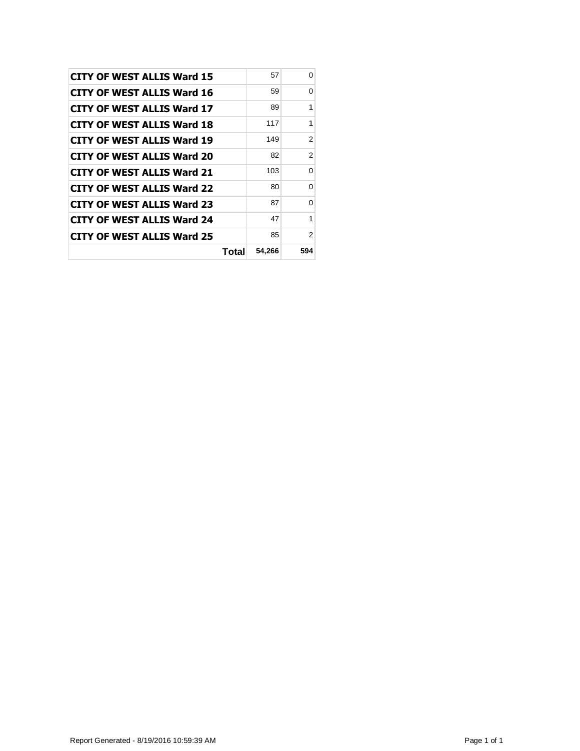| | | |
|---|---|---|
| **CITY OF WEST ALLIS Ward 15** | 57 | 0 |
| **CITY OF WEST ALLIS Ward 16** | 59 | 0 |
| **CITY OF WEST ALLIS Ward 17** | 89 | 1 |
| **CITY OF WEST ALLIS Ward 18** | 117 | 1 |
| **CITY OF WEST ALLIS Ward 19** | 149 | 2 |
| **CITY OF WEST ALLIS Ward 20** | 82 | 2 |
| **CITY OF WEST ALLIS Ward 21** | 103 | 0 |
| **CITY OF WEST ALLIS Ward 22** | 80 | 0 |
| **CITY OF WEST ALLIS Ward 23** | 87 | 0 |
| **CITY OF WEST ALLIS Ward 24** | 47 | 1 |
| **CITY OF WEST ALLIS Ward 25** | 85 | 2 |
| **Total** | **54,266** | **594** |

Report Generated - 8/19/2016 10:59:39 AM